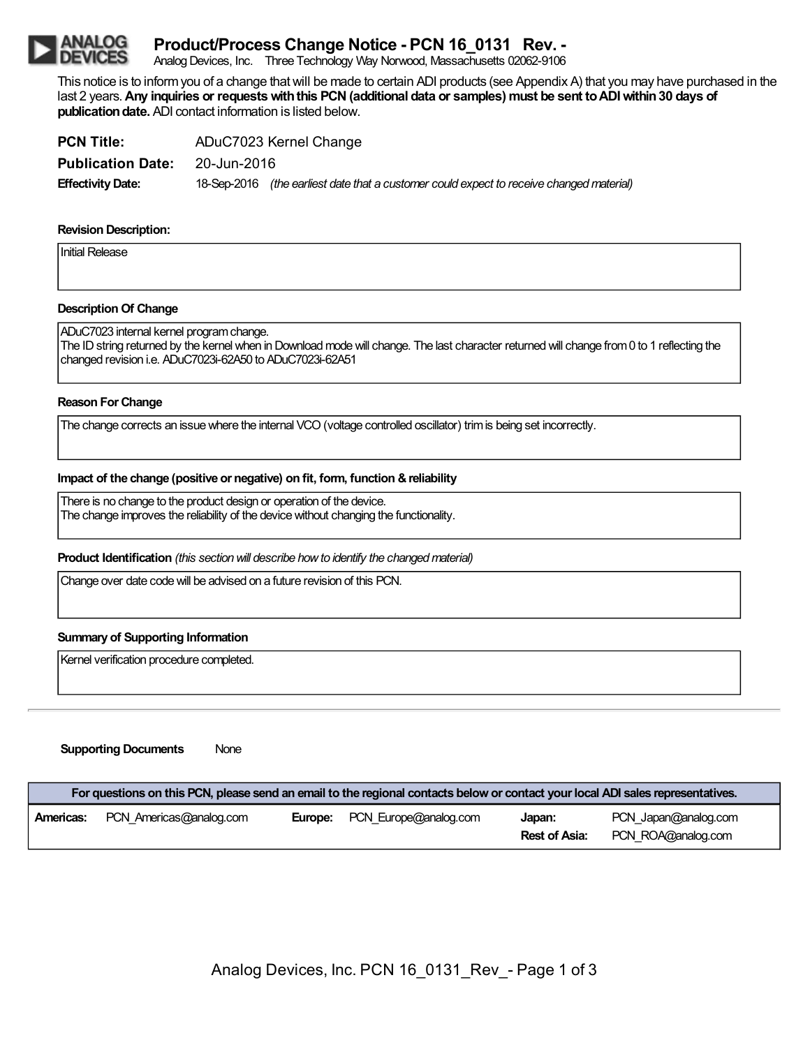# Product/Process Change Notice - PCN 16_0131 Rev. -

Analog Devices, Inc. Three Technology Way Norwood, Massachusetts 02062-9106

This notice is to inform you of a change that will be made to certain ADI products (see Appendix A) that you may have purchased in the last 2 years. **Any inquiries or requests with this PCN (additional data or samples) must be sent to ADI within 30 days of publication date.** ADI contact information is listed below.

**PCN Title:** ADuC7023 Kernel Change

**Publication Date:** 20-Jun-2016

**Effectivity Date:** 18-Sep-2016 *(the earliest date that a customer could expect to receive changed material)*

**Revision Description:**

Initial Release

**Description Of Change**

ADuC7023 internal kernel program change.
The ID string returned by the kernel when in Download mode will change. The last character returned will change from 0 to 1 reflecting the changed revision i.e. ADuC7023i-62A50 to ADuC7023i-62A51

**Reason For Change**

The change corrects an issue where the internal VCO (voltage controlled oscillator) trim is being set incorrectly.

**Impact of the change (positive or negative) on fit, form, function & reliability**

There is no change to the product design or operation of the device.
The change improves the reliability of the device without changing the functionality.

**Product Identification** *(this section will describe how to identify the changed material)*

Change over date code will be advised on a future revision of this PCN.

**Summary of Supporting Information**

Kernel verification procedure completed.

**Supporting Documents** None

| For questions on this PCN, please send an email to the regional contacts below or contact your local ADI sales representatives. | | | | | |
|---|---|---|---|---|---|
| **Americas:** | PCN_Americas@analog.com | **Europe:** | PCN_Europe@analog.com | **Japan:** | PCN_Japan@analog.com |
| | | | | **Rest of Asia:** | PCN_ROA@analog.com |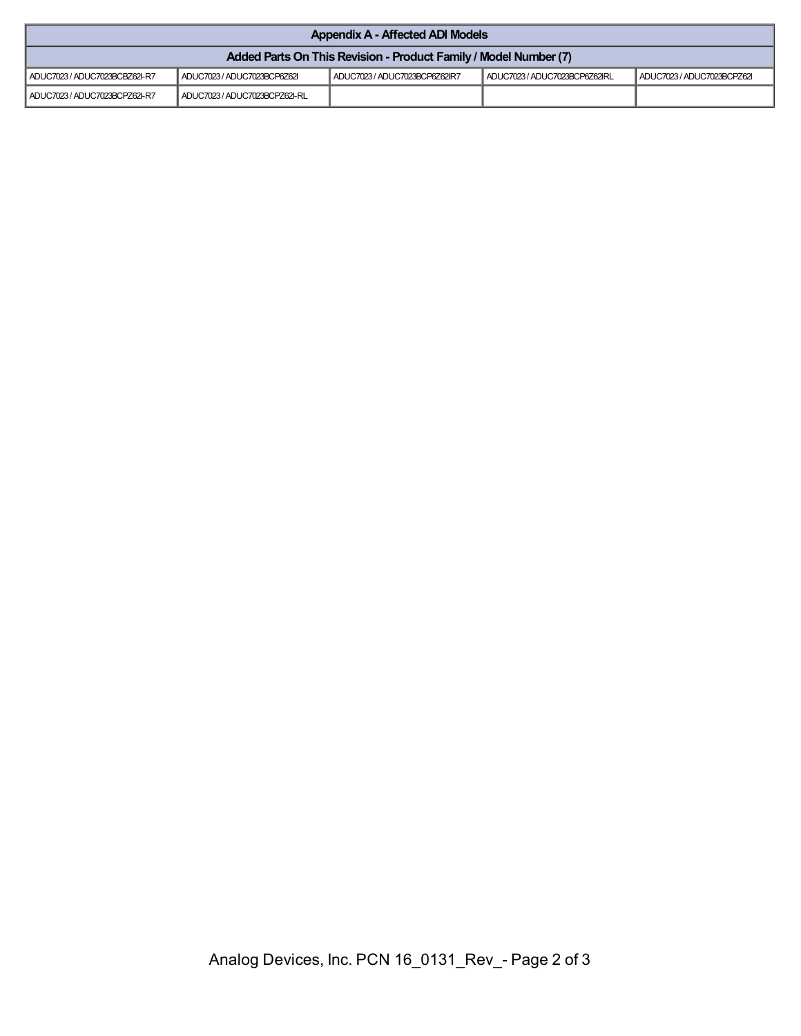| Appendix A - Affected ADI Models | | | | |
|---|---|---|---|---|
| **Added Parts On This Revision - Product Family / Model Number (7)** | | | | |
| ADUC7023 / ADUC7023BCBZ62I-R7 | ADUC7023 / ADUC7023BCP6Z62I | ADUC7023 / ADUC7023BCP6Z62IR7 | ADUC7023 / ADUC7023BCP6Z62IRL | ADUC7023 / ADUC7023BCPZ62I |
| ADUC7023 / ADUC7023BCPZ62I-R7 | ADUC7023 / ADUC7023BCPZ62I-RL | | | |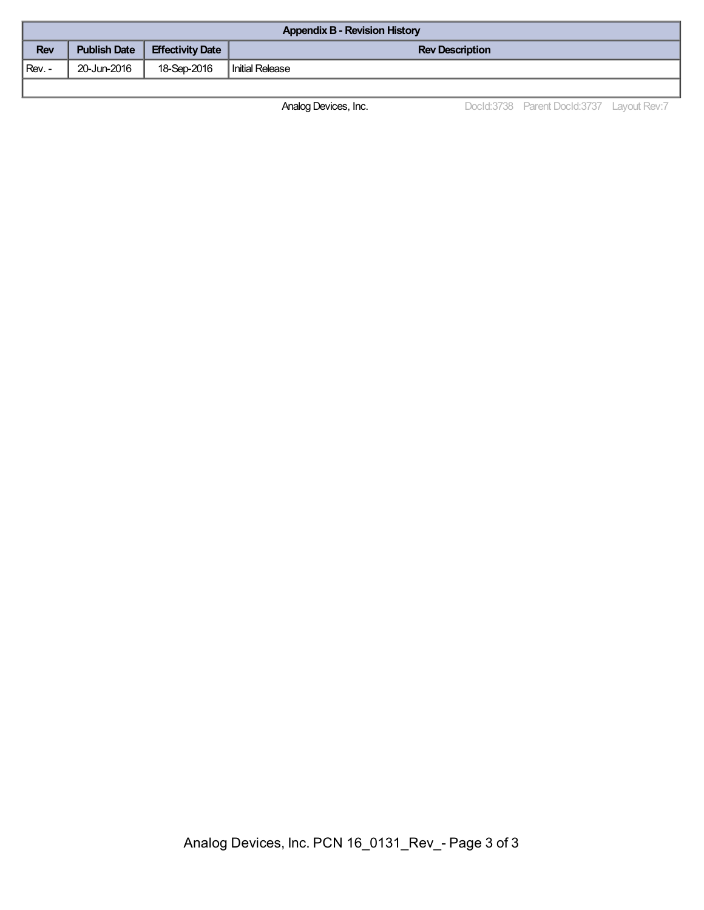## Appendix B - Revision History

| Rev | Publish Date | Effectivity Date | Rev Description |
| --- | --- | --- | --- |
| Rev. - | 20-Jun-2016 | 18-Sep-2016 | Initial Release |

Analog Devices, Inc. DocId:3738 Parent DocId:3737 Layout Rev:7